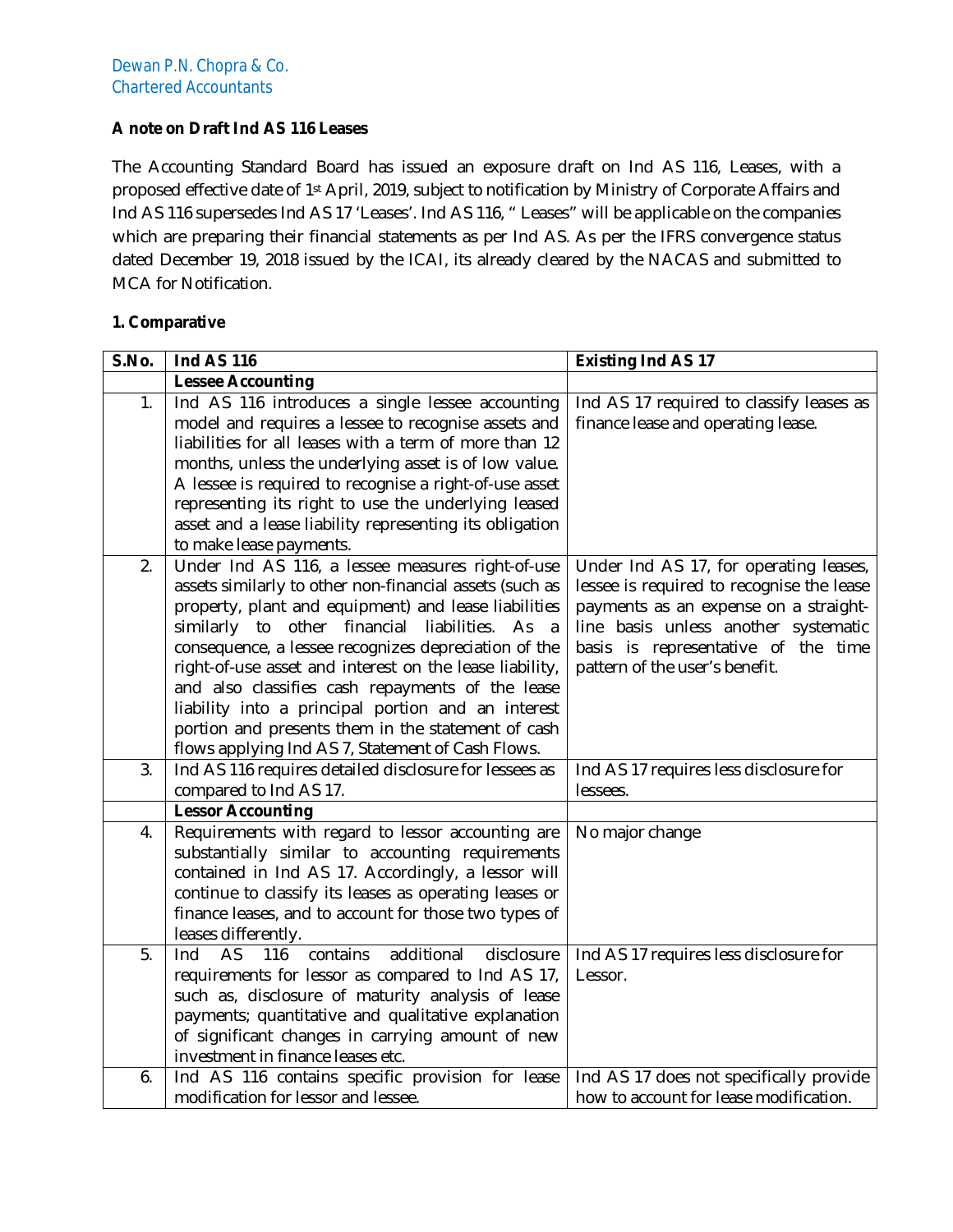Dewan P.N. Chopra & Co.
Chartered Accountants

**A note on Draft Ind AS 116 Leases**

The Accounting Standard Board has issued an exposure draft on Ind AS 116, Leases, with a proposed effective date of 1st April, 2019, subject to notification by Ministry of Corporate Affairs and Ind AS 116 supersedes Ind AS 17 'Leases'. Ind AS 116, " Leases" will be applicable on the companies which are preparing their financial statements as per Ind AS. As per the IFRS convergence status dated December 19, 2018 issued by the ICAI, its already cleared by the NACAS and submitted to MCA for Notification.

**1. Comparative**

| S.No. | Ind AS 116 | Existing Ind AS 17 |
|---|---|---|
| | **Lessee Accounting** | |
| 1. | Ind AS 116 introduces a single lessee accounting model and requires a lessee to recognise assets and liabilities for all leases with a term of more than 12 months, unless the underlying asset is of low value. A lessee is required to recognise a right-of-use asset representing its right to use the underlying leased asset and a lease liability representing its obligation to make lease payments. | Ind AS 17 required to classify leases as finance lease and operating lease. |
| 2. | Under Ind AS 116, a lessee measures right-of-use assets similarly to other non-financial assets (such as property, plant and equipment) and lease liabilities similarly to other financial liabilities. As a consequence, a lessee recognizes depreciation of the right-of-use asset and interest on the lease liability, and also classifies cash repayments of the lease liability into a principal portion and an interest portion and presents them in the statement of cash flows applying Ind AS 7, Statement of Cash Flows. | Under Ind AS 17, for operating leases, lessee is required to recognise the lease payments as an expense on a straight-line basis unless another systematic basis is representative of the time pattern of the user's benefit. |
| 3. | Ind AS 116 requires detailed disclosure for lessees as compared to Ind AS 17. | Ind AS 17 requires less disclosure for lessees. |
| | **Lessor Accounting** | |
| 4. | Requirements with regard to lessor accounting are substantially similar to accounting requirements contained in Ind AS 17. Accordingly, a lessor will continue to classify its leases as operating leases or finance leases, and to account for those two types of leases differently. | No major change |
| 5. | Ind AS 116 contains additional disclosure requirements for lessor as compared to Ind AS 17, such as, disclosure of maturity analysis of lease payments; quantitative and qualitative explanation of significant changes in carrying amount of new investment in finance leases etc. | Ind AS 17 requires less disclosure for Lessor. |
| 6. | Ind AS 116 contains specific provision for lease modification for lessor and lessee. | Ind AS 17 does not specifically provide how to account for lease modification. |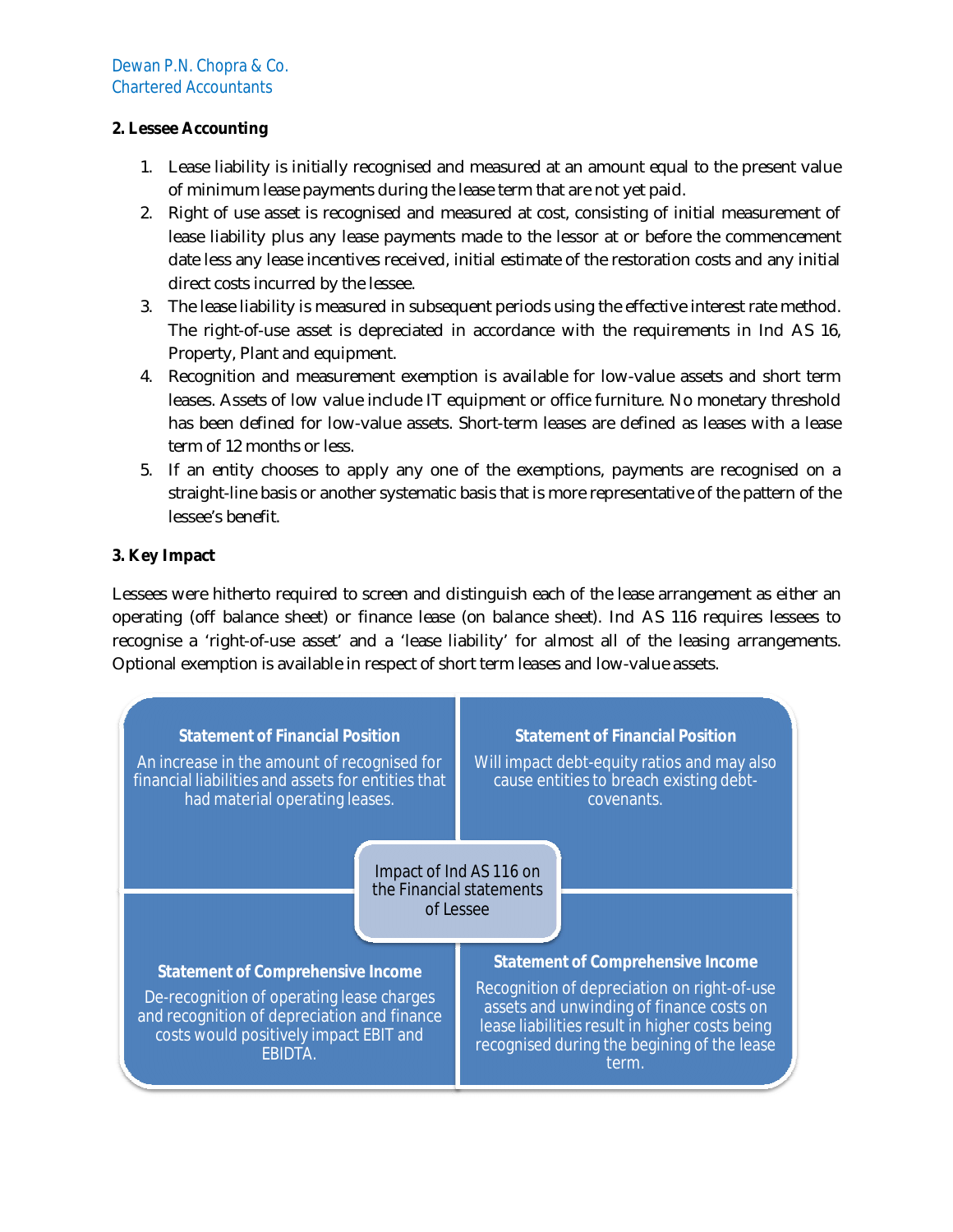**2. Lessee Accounting**

1. Lease liability is initially recognised and measured at an amount equal to the present value of minimum lease payments during the lease term that are not yet paid.
2. Right of use asset is recognised and measured at cost, consisting of initial measurement of lease liability plus any lease payments made to the lessor at or before the commencement date less any lease incentives received, initial estimate of the restoration costs and any initial direct costs incurred by the lessee.
3. The lease liability is measured in subsequent periods using the effective interest rate method. The right-of-use asset is depreciated in accordance with the requirements in Ind AS 16, Property, Plant and equipment.
4. Recognition and measurement exemption is available for low-value assets and short term leases. Assets of low value include IT equipment or office furniture. No monetary threshold has been defined for low-value assets. Short-term leases are defined as leases with a lease term of 12 months or less.
5. If an entity chooses to apply any one of the exemptions, payments are recognised on a straight-line basis or another systematic basis that is more representative of the pattern of the lessee's benefit.

**3. Key Impact**

Lessees were hitherto required to screen and distinguish each of the lease arrangement as either an operating (off balance sheet) or finance lease (on balance sheet). Ind AS 116 requires lessees to recognise a 'right-of-use asset' and a 'lease liability' for almost all of the leasing arrangements. Optional exemption is available in respect of short term leases and low-value assets.

**Impact of Ind AS 116 on the Financial statements of Lessee**

**Statement of Financial Position**

An increase in the amount of recognised for financial liabilities and assets for entities that had material operating leases.

**Statement of Financial Position**

Will impact debt-equity ratios and may also cause entities to breach existing debt-covenants.

**Statement of Comprehensive Income**

De-recognition of operating lease charges and recognition of depreciation and finance costs would positively impact EBIT and EBIDTA.

**Statement of Comprehensive Income**

Recognition of depreciation on right-of-use assets and unwinding of finance costs on lease liabilities result in higher costs being recognised during the begining of the lease term.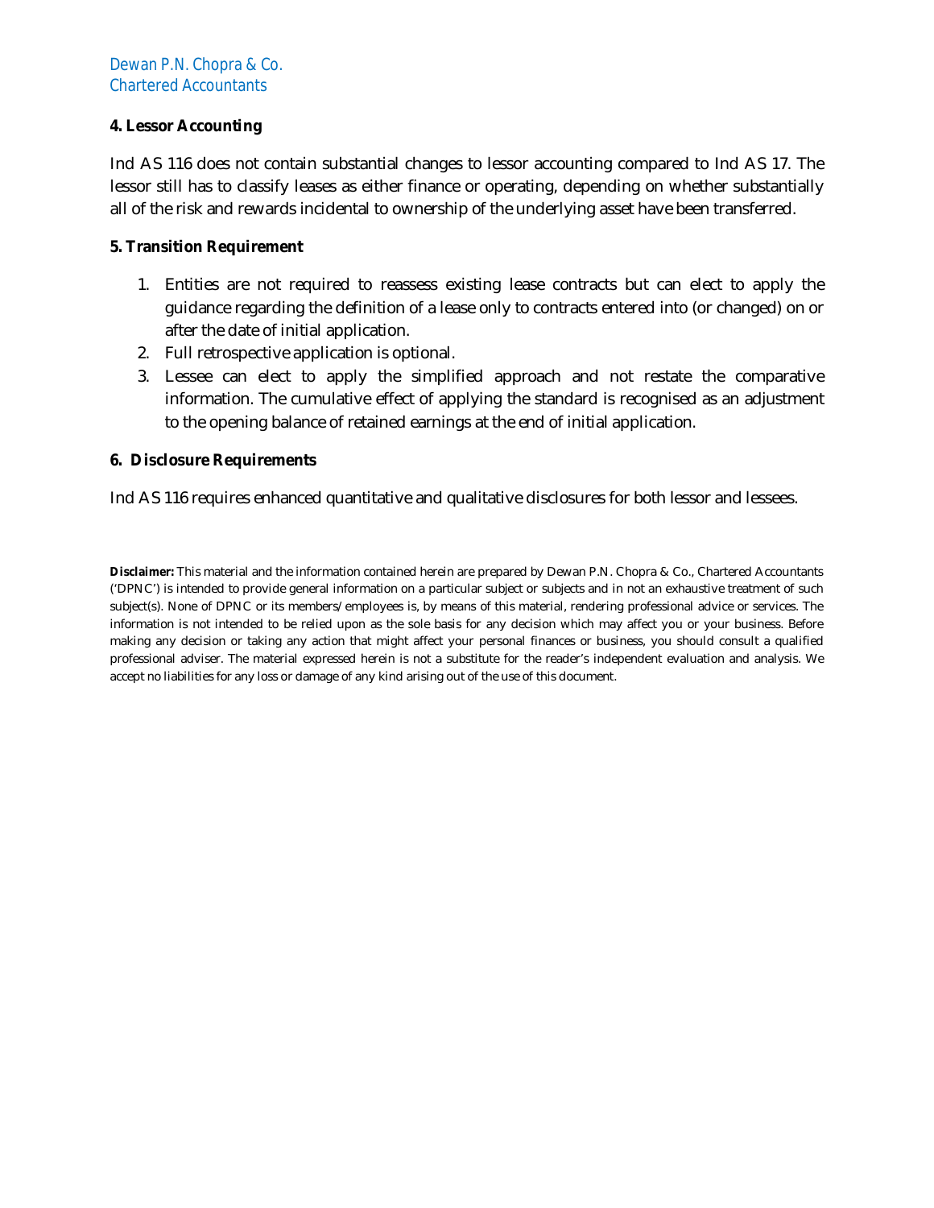Dewan P.N. Chopra & Co.
Chartered Accountants

**4. Lessor Accounting**

Ind AS 116 does not contain substantial changes to lessor accounting compared to Ind AS 17. The lessor still has to classify leases as either finance or operating, depending on whether substantially all of the risk and rewards incidental to ownership of the underlying asset have been transferred.

**5. Transition Requirement**

1. Entities are not required to reassess existing lease contracts but can elect to apply the guidance regarding the definition of a lease only to contracts entered into (or changed) on or after the date of initial application.
2. Full retrospective application is optional.
3. Lessee can elect to apply the simplified approach and not restate the comparative information. The cumulative effect of applying the standard is recognised as an adjustment to the opening balance of retained earnings at the end of initial application.

**6. Disclosure Requirements**

Ind AS 116 requires enhanced quantitative and qualitative disclosures for both lessor and lessees.

**Disclaimer:** This material and the information contained herein are prepared by Dewan P.N. Chopra & Co., Chartered Accountants ('DPNC') is intended to provide general information on a particular subject or subjects and in not an exhaustive treatment of such subject(s). None of DPNC or its members/employees is, by means of this material, rendering professional advice or services. The information is not intended to be relied upon as the sole basis for any decision which may affect you or your business. Before making any decision or taking any action that might affect your personal finances or business, you should consult a qualified professional adviser. The material expressed herein is not a substitute for the reader's independent evaluation and analysis. We accept no liabilities for any loss or damage of any kind arising out of the use of this document.